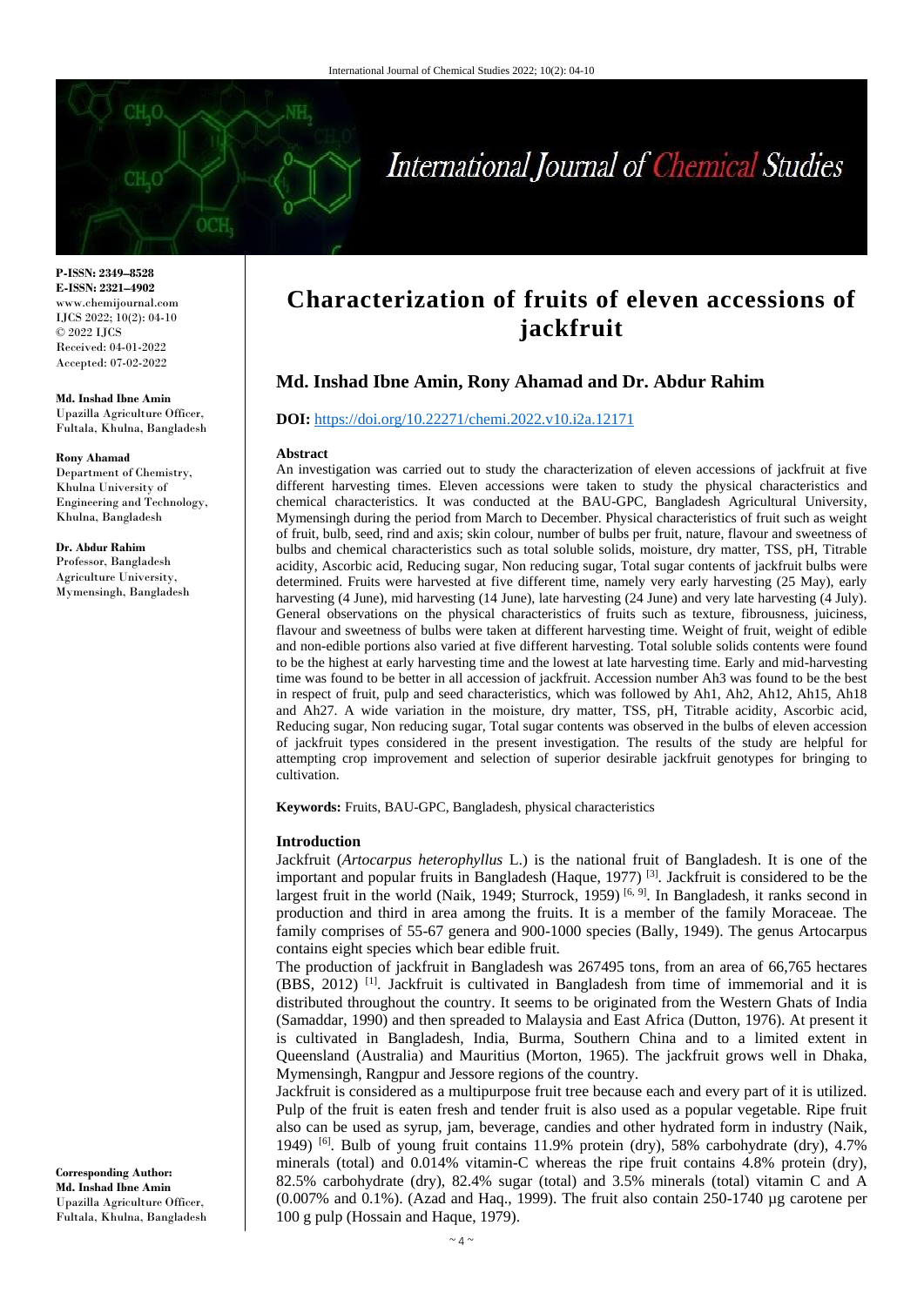**P-ISSN: 2349–8528**
**E-ISSN: 2321–4902**
www.chemijournal.com
IJCS 2022; 10(2): 04-10
© 2022 IJCS
Received: 04-01-2022
Accepted: 07-02-2022

**Md. Inshad Ibne Amin**
Upazilla Agriculture Officer, Fultala, Khulna, Bangladesh

**Rony Ahamad**
Department of Chemistry, Khulna University of Engineering and Technology, Khulna, Bangladesh

**Dr. Abdur Rahim**
Professor, Bangladesh Agriculture University, Mymensingh, Bangladesh

**Corresponding Author:**
**Md. Inshad Ibne Amin**
Upazilla Agriculture Officer, Fultala, Khulna, Bangladesh

# Characterization of fruits of eleven accessions of jackfruit

## Md. Inshad Ibne Amin, Rony Ahamad and Dr. Abdur Rahim

**DOI:** https://doi.org/10.22271/chemi.2022.v10.i2a.12171

### Abstract

An investigation was carried out to study the characterization of eleven accessions of jackfruit at five different harvesting times. Eleven accessions were taken to study the physical characteristics and chemical characteristics. It was conducted at the BAU-GPC, Bangladesh Agricultural University, Mymensingh during the period from March to December. Physical characteristics of fruit such as weight of fruit, bulb, seed, rind and axis; skin colour, number of bulbs per fruit, nature, flavour and sweetness of bulbs and chemical characteristics such as total soluble solids, moisture, dry matter, TSS, pH, Titrable acidity, Ascorbic acid, Reducing sugar, Non reducing sugar, Total sugar contents of jackfruit bulbs were determined. Fruits were harvested at five different time, namely very early harvesting (25 May), early harvesting (4 June), mid harvesting (14 June), late harvesting (24 June) and very late harvesting (4 July). General observations on the physical characteristics of fruits such as texture, fibrousness, juiciness, flavour and sweetness of bulbs were taken at different harvesting time. Weight of fruit, weight of edible and non-edible portions also varied at five different harvesting. Total soluble solids contents were found to be the highest at early harvesting time and the lowest at late harvesting time. Early and mid-harvesting time was found to be better in all accession of jackfruit. Accession number Ah3 was found to be the best in respect of fruit, pulp and seed characteristics, which was followed by Ah1, Ah2, Ah12, Ah15, Ah18 and Ah27. A wide variation in the moisture, dry matter, TSS, pH, Titrable acidity, Ascorbic acid, Reducing sugar, Non reducing sugar, Total sugar contents was observed in the bulbs of eleven accession of jackfruit types considered in the present investigation. The results of the study are helpful for attempting crop improvement and selection of superior desirable jackfruit genotypes for bringing to cultivation.

**Keywords:** Fruits, BAU-GPC, Bangladesh, physical characteristics

### Introduction

Jackfruit (*Artocarpus heterophyllus* L.) is the national fruit of Bangladesh. It is one of the important and popular fruits in Bangladesh (Haque, 1977) [3]. Jackfruit is considered to be the largest fruit in the world (Naik, 1949; Sturrock, 1959) [6, 9]. In Bangladesh, it ranks second in production and third in area among the fruits. It is a member of the family Moraceae. The family comprises of 55-67 genera and 900-1000 species (Bally, 1949). The genus Artocarpus contains eight species which bear edible fruit.

The production of jackfruit in Bangladesh was 267495 tons, from an area of 66,765 hectares (BBS, 2012) [1]. Jackfruit is cultivated in Bangladesh from time of immemorial and it is distributed throughout the country. It seems to be originated from the Western Ghats of India (Samaddar, 1990) and then spreaded to Malaysia and East Africa (Dutton, 1976). At present it is cultivated in Bangladesh, India, Burma, Southern China and to a limited extent in Queensland (Australia) and Mauritius (Morton, 1965). The jackfruit grows well in Dhaka, Mymensingh, Rangpur and Jessore regions of the country.

Jackfruit is considered as a multipurpose fruit tree because each and every part of it is utilized. Pulp of the fruit is eaten fresh and tender fruit is also used as a popular vegetable. Ripe fruit also can be used as syrup, jam, beverage, candies and other hydrated form in industry (Naik, 1949) [6]. Bulb of young fruit contains 11.9% protein (dry), 58% carbohydrate (dry), 4.7% minerals (total) and 0.014% vitamin-C whereas the ripe fruit contains 4.8% protein (dry), 82.5% carbohydrate (dry), 82.4% sugar (total) and 3.5% minerals (total) vitamin C and A (0.007% and 0.1%). (Azad and Haq., 1999). The fruit also contain 250-1740 µg carotene per 100 g pulp (Hossain and Haque, 1979).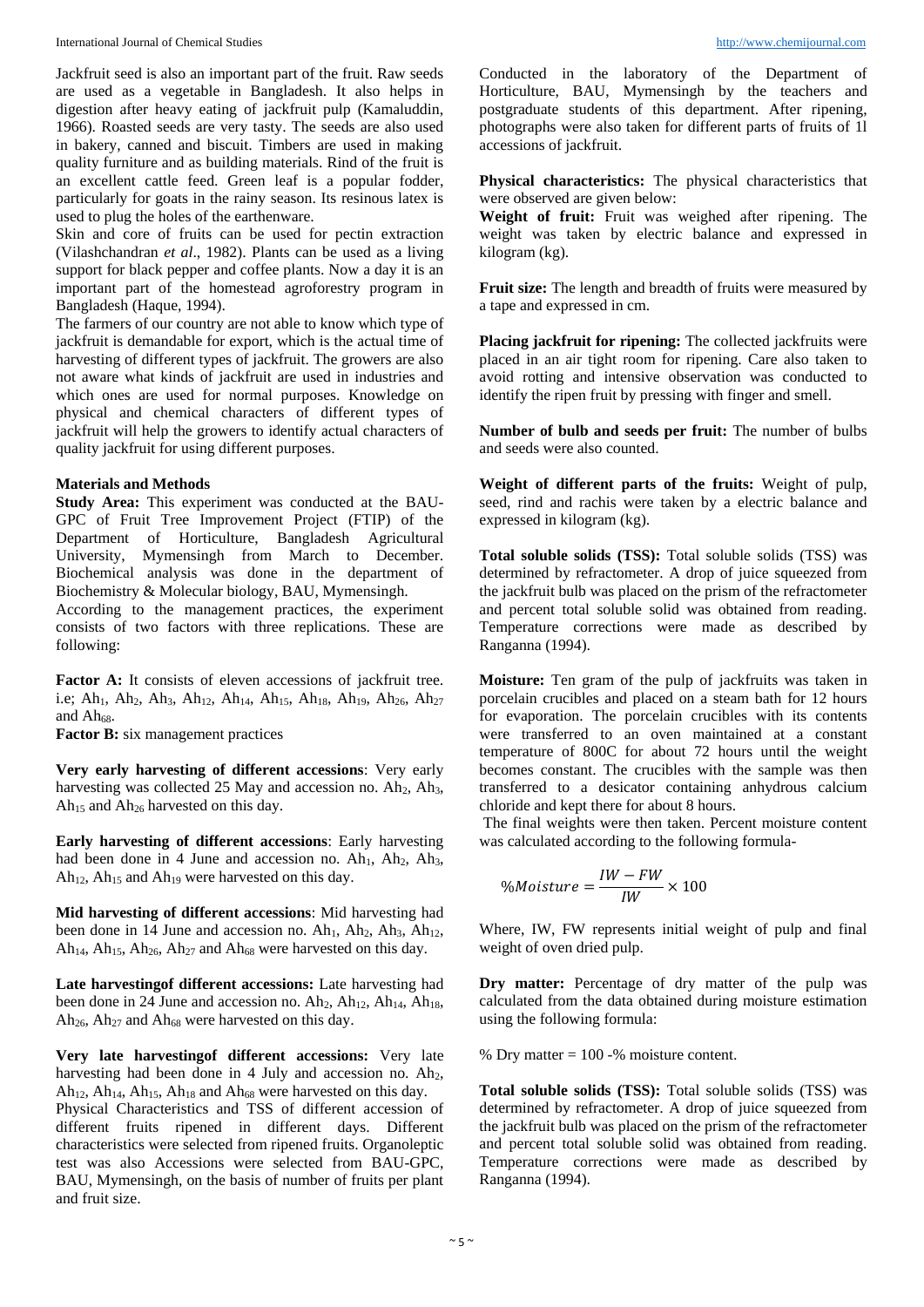Jackfruit seed is also an important part of the fruit. Raw seeds are used as a vegetable in Bangladesh. It also helps in digestion after heavy eating of jackfruit pulp (Kamaluddin, 1966). Roasted seeds are very tasty. The seeds are also used in bakery, canned and biscuit. Timbers are used in making quality furniture and as building materials. Rind of the fruit is an excellent cattle feed. Green leaf is a popular fodder, particularly for goats in the rainy season. Its resinous latex is used to plug the holes of the earthenware.

Skin and core of fruits can be used for pectin extraction (Vilashchandran *et al*., 1982). Plants can be used as a living support for black pepper and coffee plants. Now a day it is an important part of the homestead agroforestry program in Bangladesh (Haque, 1994).

The farmers of our country are not able to know which type of jackfruit is demandable for export, which is the actual time of harvesting of different types of jackfruit. The growers are also not aware what kinds of jackfruit are used in industries and which ones are used for normal purposes. Knowledge on physical and chemical characters of different types of jackfruit will help the growers to identify actual characters of quality jackfruit for using different purposes.

## Materials and Methods

**Study Area:** This experiment was conducted at the BAU-GPC of Fruit Tree Improvement Project (FTIP) of the Department of Horticulture, Bangladesh Agricultural University, Mymensingh from March to December. Biochemical analysis was done in the department of Biochemistry & Molecular biology, BAU, Mymensingh.

According to the management practices, the experiment consists of two factors with three replications. These are following:

**Factor A:** It consists of eleven accessions of jackfruit tree. i.e; $Ah_1$, $Ah_2$, $Ah_3$, $Ah_{12}$, $Ah_{14}$, $Ah_{15}$, $Ah_{18}$, $Ah_{19}$, $Ah_{26}$, $Ah_{27}$ and $Ah_{68}$.

**Factor B:** six management practices

**Very early harvesting of different accessions**: Very early harvesting was collected 25 May and accession no. $Ah_2$, $Ah_3$, $Ah_{15}$ and $Ah_{26}$ harvested on this day.

**Early harvesting of different accessions**: Early harvesting had been done in 4 June and accession no. $Ah_1$, $Ah_2$, $Ah_3$, $Ah_{12}$, $Ah_{15}$ and $Ah_{19}$ were harvested on this day.

**Mid harvesting of different accessions**: Mid harvesting had been done in 14 June and accession no. $Ah_1$, $Ah_2$, $Ah_3$, $Ah_{12}$, $Ah_{14}$, $Ah_{15}$, $Ah_{26}$, $Ah_{27}$ and $Ah_{68}$ were harvested on this day.

**Late harvestingof different accessions:** Late harvesting had been done in 24 June and accession no. $Ah_2$, $Ah_{12}$, $Ah_{14}$, $Ah_{18}$, $Ah_{26}$, $Ah_{27}$ and $Ah_{68}$ were harvested on this day.

**Very late harvestingof different accessions:** Very late harvesting had been done in 4 July and accession no. $Ah_2$, $Ah_{12}$, $Ah_{14}$, $Ah_{15}$, $Ah_{18}$ and $Ah_{68}$ were harvested on this day.

Physical Characteristics and TSS of different accession of different fruits ripened in different days. Different characteristics were selected from ripened fruits. Organoleptic test was also Accessions were selected from BAU-GPC, BAU, Mymensingh, on the basis of number of fruits per plant and fruit size. Conducted in the laboratory of the Department of Horticulture, BAU, Mymensingh by the teachers and postgraduate students of this department. After ripening, photographs were also taken for different parts of fruits of 1l accessions of jackfruit.

**Physical characteristics:** The physical characteristics that were observed are given below:

**Weight of fruit:** Fruit was weighed after ripening. The weight was taken by electric balance and expressed in kilogram (kg).

**Fruit size:** The length and breadth of fruits were measured by a tape and expressed in cm.

**Placing jackfruit for ripening:** The collected jackfruits were placed in an air tight room for ripening. Care also taken to avoid rotting and intensive observation was conducted to identify the ripen fruit by pressing with finger and smell.

**Number of bulb and seeds per fruit:** The number of bulbs and seeds were also counted.

**Weight of different parts of the fruits:** Weight of pulp, seed, rind and rachis were taken by a electric balance and expressed in kilogram (kg).

**Total soluble solids (TSS):** Total soluble solids (TSS) was determined by refractometer. A drop of juice squeezed from the jackfruit bulb was placed on the prism of the refractometer and percent total soluble solid was obtained from reading. Temperature corrections were made as described by Ranganna (1994).

**Moisture:** Ten gram of the pulp of jackfruits was taken in porcelain crucibles and placed on a steam bath for 12 hours for evaporation. The porcelain crucibles with its contents were transferred to an oven maintained at a constant temperature of 800C for about 72 hours until the weight becomes constant. The crucibles with the sample was then transferred to a desicator containing anhydrous calcium chloride and kept there for about 8 hours.

The final weights were then taken. Percent moisture content was calculated according to the following formula-

$$\%Moisture = \frac{IW - FW}{IW} \times 100$$

Where, IW, FW represents initial weight of pulp and final weight of oven dried pulp.

**Dry matter:** Percentage of dry matter of the pulp was calculated from the data obtained during moisture estimation using the following formula:

% Dry matter = 100 -% moisture content.

**Total soluble solids (TSS):** Total soluble solids (TSS) was determined by refractometer. A drop of juice squeezed from the jackfruit bulb was placed on the prism of the refractometer and percent total soluble solid was obtained from reading. Temperature corrections were made as described by Ranganna (1994).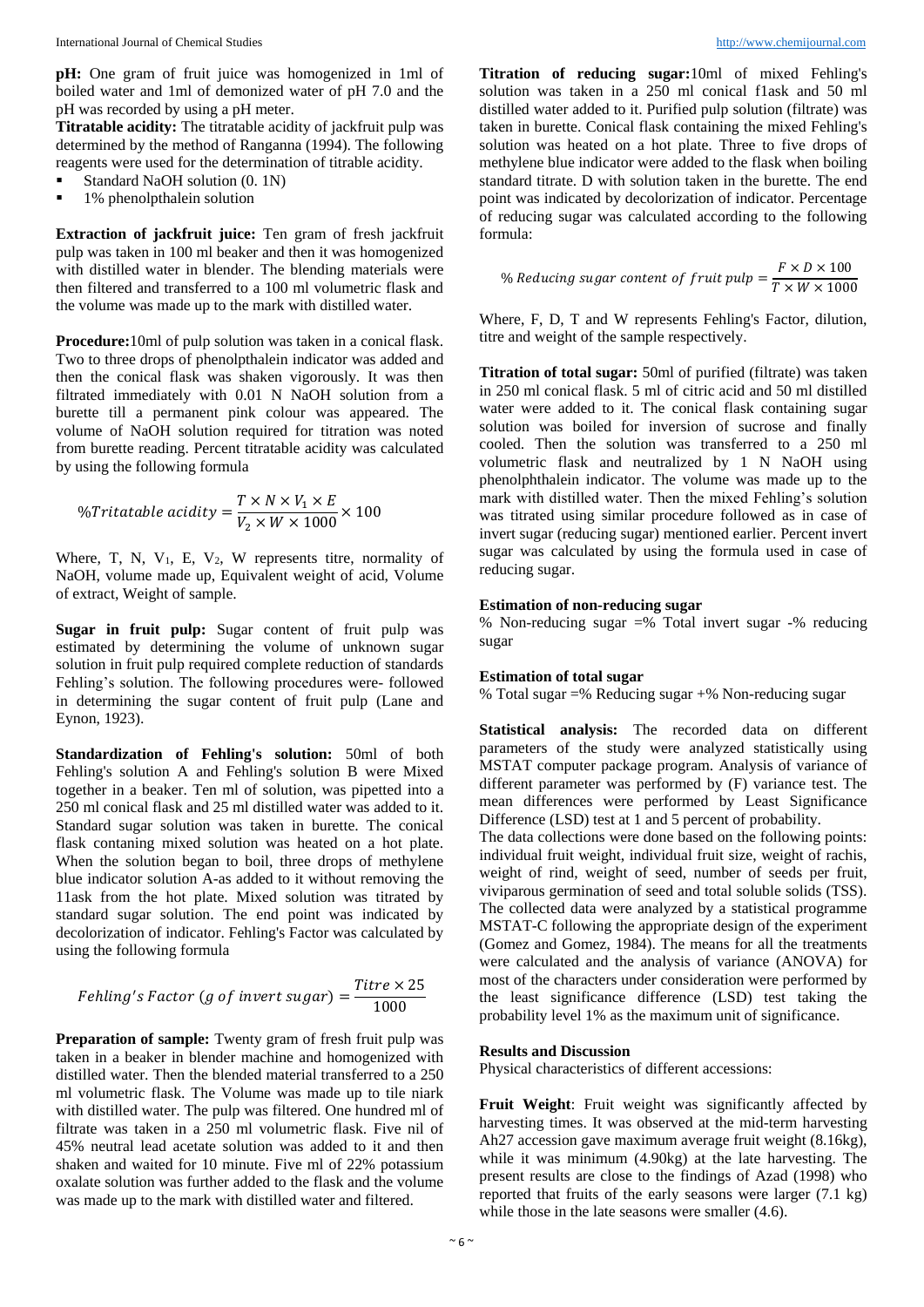**pH:** One gram of fruit juice was homogenized in 1ml of boiled water and 1ml of demonized water of pH 7.0 and the pH was recorded by using a pH meter.

**Titratable acidity:** The titratable acidity of jackfruit pulp was determined by the method of Ranganna (1994). The following reagents were used for the determination of titrable acidity.

- Standard NaOH solution (0. 1N)
- 1% phenolpthalein solution

**Extraction of jackfruit juice:** Ten gram of fresh jackfruit pulp was taken in 100 ml beaker and then it was homogenized with distilled water in blender. The blending materials were then filtered and transferred to a 100 ml volumetric flask and the volume was made up to the mark with distilled water.

**Procedure:**10ml of pulp solution was taken in a conical flask. Two to three drops of phenolpthalein indicator was added and then the conical flask was shaken vigorously. It was then filtrated immediately with 0.01 N NaOH solution from a burette till a permanent pink colour was appeared. The volume of NaOH solution required for titration was noted from burette reading. Percent titratable acidity was calculated by using the following formula

$$\%Tritatable\ acidity = \frac{T \times N \times V_1 \times E}{V_2 \times W \times 1000} \times 100$$

Where, T, N, $V_1$, E, $V_2$, W represents titre, normality of NaOH, volume made up, Equivalent weight of acid, Volume of extract, Weight of sample.

**Sugar in fruit pulp:** Sugar content of fruit pulp was estimated by determining the volume of unknown sugar solution in fruit pulp required complete reduction of standards Fehling's solution. The following procedures were- followed in determining the sugar content of fruit pulp (Lane and Eynon, 1923).

**Standardization of Fehling's solution:** 50ml of both Fehling's solution A and Fehling's solution B were Mixed together in a beaker. Ten ml of solution, was pipetted into a 250 ml conical flask and 25 ml distilled water was added to it. Standard sugar solution was taken in burette. The conical flask contaning mixed solution was heated on a hot plate. When the solution began to boil, three drops of methylene blue indicator solution A-as added to it without removing the 11ask from the hot plate. Mixed solution was titrated by standard sugar solution. The end point was indicated by decolorization of indicator. Fehling's Factor was calculated by using the following formula

$$Fehling's\ Factor\ (g\ of\ invert\ sugar) = \frac{Titre \times 25}{1000}$$

**Preparation of sample:** Twenty gram of fresh fruit pulp was taken in a beaker in blender machine and homogenized with distilled water. Then the blended material transferred to a 250 ml volumetric flask. The Volume was made up to tile niark with distilled water. The pulp was filtered. One hundred ml of filtrate was taken in a 250 ml volumetric flask. Five nil of 45% neutral lead acetate solution was added to it and then shaken and waited for 10 minute. Five ml of 22% potassium oxalate solution was further added to the flask and the volume was made up to the mark with distilled water and filtered.

**Titration of reducing sugar:**10ml of mixed Fehling's solution was taken in a 250 ml conical f1ask and 50 ml distilled water added to it. Purified pulp solution (filtrate) was taken in burette. Conical flask containing the mixed Fehling's solution was heated on a hot plate. Three to five drops of methylene blue indicator were added to the flask when boiling standard titrate. D with solution taken in the burette. The end point was indicated by decolorization of indicator. Percentage of reducing sugar was calculated according to the following formula:

$$\%\ Reducing\ sugar\ content\ of\ fruit\ pulp = \frac{F \times D \times 100}{T \times W \times 1000}$$

Where, F, D, T and W represents Fehling's Factor, dilution, titre and weight of the sample respectively.

**Titration of total sugar:** 50ml of purified (filtrate) was taken in 250 ml conical flask. 5 ml of citric acid and 50 ml distilled water were added to it. The conical flask containing sugar solution was boiled for inversion of sucrose and finally cooled. Then the solution was transferred to a 250 ml volumetric flask and neutralized by 1 N NaOH using phenolphthalein indicator. The volume was made up to the mark with distilled water. Then the mixed Fehling's solution was titrated using similar procedure followed as in case of invert sugar (reducing sugar) mentioned earlier. Percent invert sugar was calculated by using the formula used in case of reducing sugar.

**Estimation of non-reducing sugar**

% Non-reducing sugar =% Total invert sugar -% reducing sugar

**Estimation of total sugar**

% Total sugar =% Reducing sugar +% Non-reducing sugar

**Statistical analysis:** The recorded data on different parameters of the study were analyzed statistically using MSTAT computer package program. Analysis of variance of different parameter was performed by (F) variance test. The mean differences were performed by Least Significance Difference (LSD) test at 1 and 5 percent of probability.

The data collections were done based on the following points: individual fruit weight, individual fruit size, weight of rachis, weight of rind, weight of seed, number of seeds per fruit, viviparous germination of seed and total soluble solids (TSS). The collected data were analyzed by a statistical programme MSTAT-C following the appropriate design of the experiment (Gomez and Gomez, 1984). The means for all the treatments were calculated and the analysis of variance (ANOVA) for most of the characters under consideration were performed by the least significance difference (LSD) test taking the probability level 1% as the maximum unit of significance.

**Results and Discussion**

Physical characteristics of different accessions:

**Fruit Weight**: Fruit weight was significantly affected by harvesting times. It was observed at the mid-term harvesting Ah27 accession gave maximum average fruit weight (8.16kg), while it was minimum (4.90kg) at the late harvesting. The present results are close to the findings of Azad (1998) who reported that fruits of the early seasons were larger (7.1 kg) while those in the late seasons were smaller (4.6).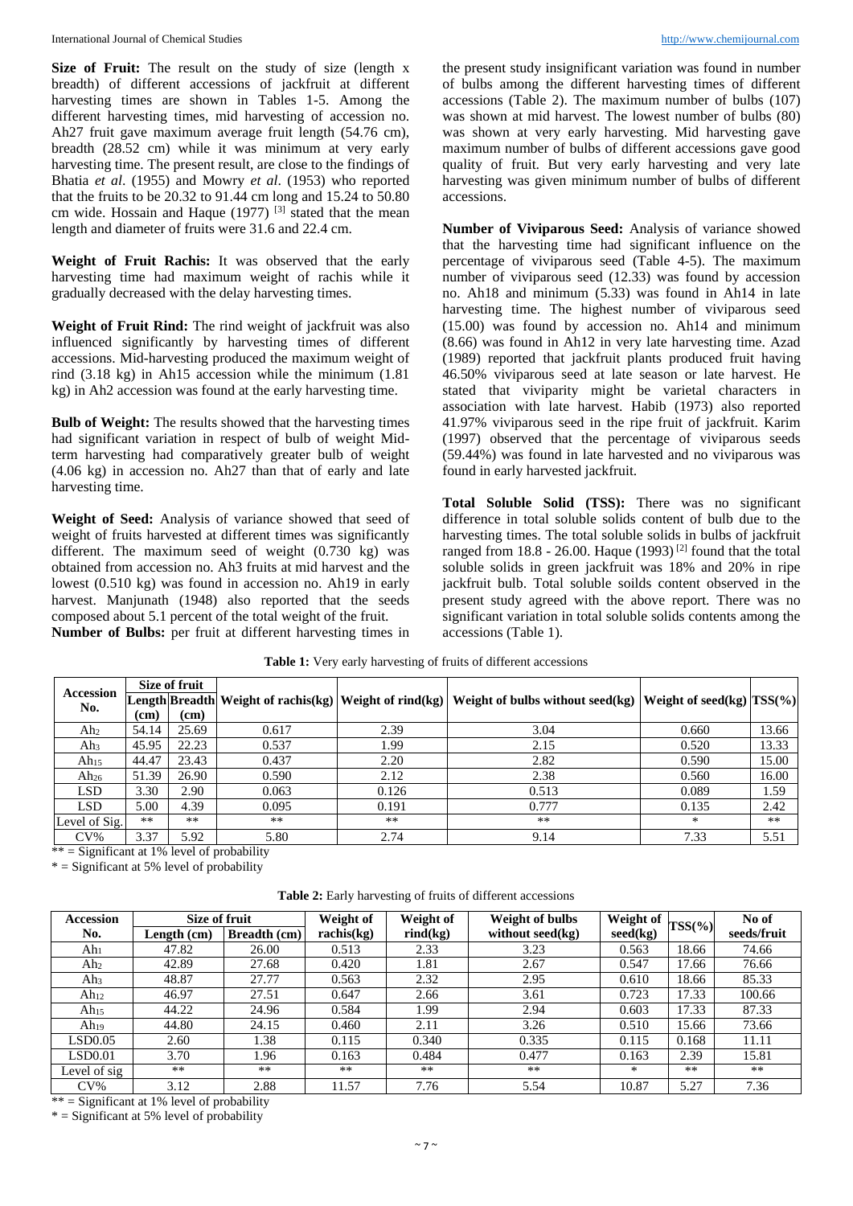**Size of Fruit:** The result on the study of size (length x breadth) of different accessions of jackfruit at different harvesting times are shown in Tables 1-5. Among the different harvesting times, mid harvesting of accession no. Ah27 fruit gave maximum average fruit length (54.76 cm), breadth (28.52 cm) while it was minimum at very early harvesting time. The present result, are close to the findings of Bhatia *et al*. (1955) and Mowry *et al*. (1953) who reported that the fruits to be 20.32 to 91.44 cm long and 15.24 to 50.80 cm wide. Hossain and Haque (1977) [3] stated that the mean length and diameter of fruits were 31.6 and 22.4 cm.

**Weight of Fruit Rachis:** It was observed that the early harvesting time had maximum weight of rachis while it gradually decreased with the delay harvesting times.

**Weight of Fruit Rind:** The rind weight of jackfruit was also influenced significantly by harvesting times of different accessions. Mid-harvesting produced the maximum weight of rind (3.18 kg) in Ah15 accession while the minimum (1.81 kg) in Ah2 accession was found at the early harvesting time.

**Bulb of Weight:** The results showed that the harvesting times had significant variation in respect of bulb of weight Mid-term harvesting had comparatively greater bulb of weight (4.06 kg) in accession no. Ah27 than that of early and late harvesting time.

**Weight of Seed:** Analysis of variance showed that seed of weight of fruits harvested at different times was significantly different. The maximum seed of weight (0.730 kg) was obtained from accession no. Ah3 fruits at mid harvest and the lowest (0.510 kg) was found in accession no. Ah19 in early harvest. Manjunath (1948) also reported that the seeds composed about 5.1 percent of the total weight of the fruit.

**Number of Bulbs:** per fruit at different harvesting times in the present study insignificant variation was found in number of bulbs among the different harvesting times of different accessions (Table 2). The maximum number of bulbs (107) was shown at mid harvest. The lowest number of bulbs (80) was shown at very early harvesting. Mid harvesting gave maximum number of bulbs of different accessions gave good quality of fruit. But very early harvesting and very late harvesting was given minimum number of bulbs of different accessions.

**Number of Viviparous Seed:** Analysis of variance showed that the harvesting time had significant influence on the percentage of viviparous seed (Table 4-5). The maximum number of viviparous seed (12.33) was found by accession no. Ah18 and minimum (5.33) was found in Ah14 in late harvesting time. The highest number of viviparous seed (15.00) was found by accession no. Ah14 and minimum (8.66) was found in Ah12 in very late harvesting time. Azad (1989) reported that jackfruit plants produced fruit having 46.50% viviparous seed at late season or late harvest. He stated that viviparity might be varietal characters in association with late harvest. Habib (1973) also reported 41.97% viviparous seed in the ripe fruit of jackfruit. Karim (1997) observed that the percentage of viviparous seeds (59.44%) was found in late harvested and no viviparous was found in early harvested jackfruit.

**Total Soluble Solid (TSS):** There was no significant difference in total soluble solids content of bulb due to the harvesting times. The total soluble solids in bulbs of jackfruit ranged from 18.8 - 26.00. Haque (1993) [2] found that the total soluble solids in green jackfruit was 18% and 20% in ripe jackfruit bulb. Total soluble soilds content observed in the present study agreed with the above report. There was no significant variation in total soluble solids contents among the accessions (Table 1).

**Table 1:** Very early harvesting of fruits of different accessions

| Accession No. | Size of fruit | | Weight of rachis(kg) | Weight of rind(kg) | Weight of bulbs without seed(kg) | Weight of seed(kg) | TSS(%) |
|---|---|---|---|---|---|---|---|
| | Length (cm) | Breadth (cm) | | | | | |
| $Ah_2$ | 54.14 | 25.69 | 0.617 | 2.39 | 3.04 | 0.660 | 13.66 |
| $Ah_3$ | 45.95 | 22.23 | 0.537 | 1.99 | 2.15 | 0.520 | 13.33 |
| $Ah_{15}$ | 44.47 | 23.43 | 0.437 | 2.20 | 2.82 | 0.590 | 15.00 |
| $Ah_{26}$ | 51.39 | 26.90 | 0.590 | 2.12 | 2.38 | 0.560 | 16.00 |
| LSD | 3.30 | 2.90 | 0.063 | 0.126 | 0.513 | 0.089 | 1.59 |
| LSD | 5.00 | 4.39 | 0.095 | 0.191 | 0.777 | 0.135 | 2.42 |
| Level of Sig. | ** | ** | ** | ** | ** | * | ** |
| CV% | 3.37 | 5.92 | 5.80 | 2.74 | 9.14 | 7.33 | 5.51 |

** = Significant at 1% level of probability

* = Significant at 5% level of probability

**Table 2:** Early harvesting of fruits of different accessions

| Accession No. | Size of fruit | | Weight of rachis(kg) | Weight of rind(kg) | Weight of bulbs without seed(kg) | Weight of seed(kg) | TSS(%) | No of seeds/fruit |
|---|---|---|---|---|---|---|---|---|
| | Length (cm) | Breadth (cm) | | | | | | |
| $Ah_1$ | 47.82 | 26.00 | 0.513 | 2.33 | 3.23 | 0.563 | 18.66 | 74.66 |
| $Ah_2$ | 42.89 | 27.68 | 0.420 | 1.81 | 2.67 | 0.547 | 17.66 | 76.66 |
| $Ah_3$ | 48.87 | 27.77 | 0.563 | 2.32 | 2.95 | 0.610 | 18.66 | 85.33 |
| $Ah_{12}$ | 46.97 | 27.51 | 0.647 | 2.66 | 3.61 | 0.723 | 17.33 | 100.66 |
| $Ah_{15}$ | 44.22 | 24.96 | 0.584 | 1.99 | 2.94 | 0.603 | 17.33 | 87.33 |
| $Ah_{19}$ | 44.80 | 24.15 | 0.460 | 2.11 | 3.26 | 0.510 | 15.66 | 73.66 |
| LSD0.05 | 2.60 | 1.38 | 0.115 | 0.340 | 0.335 | 0.115 | 0.168 | 11.11 |
| LSD0.01 | 3.70 | 1.96 | 0.163 | 0.484 | 0.477 | 0.163 | 2.39 | 15.81 |
| Level of sig | ** | ** | ** | ** | ** | * | ** | ** |
| CV% | 3.12 | 2.88 | 11.57 | 7.76 | 5.54 | 10.87 | 5.27 | 7.36 |

** = Significant at 1% level of probability

* = Significant at 5% level of probability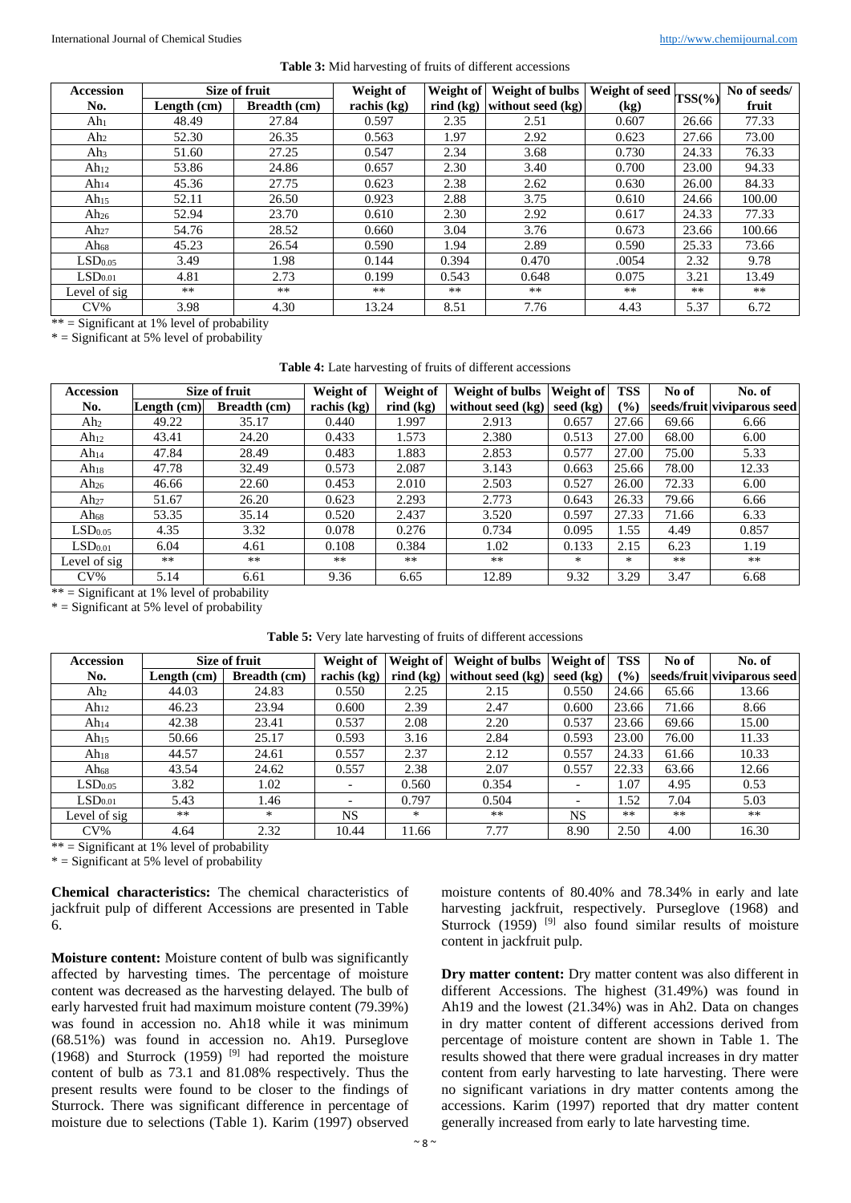**Table 3:** Mid harvesting of fruits of different accessions

| Accession No. | Size of fruit | | Weight of rachis (kg) | Weight of rind (kg) | Weight of bulbs without seed (kg) | Weight of seed (kg) | TSS(%) | No of seeds/ fruit |
|---|---|---|---|---|---|---|---|---|
| | Length (cm) | Breadth (cm) | | | | | | |
| $Ah_1$ | 48.49 | 27.84 | 0.597 | 2.35 | 2.51 | 0.607 | 26.66 | 77.33 |
| $Ah_2$ | 52.30 | 26.35 | 0.563 | 1.97 | 2.92 | 0.623 | 27.66 | 73.00 |
| $Ah_3$ | 51.60 | 27.25 | 0.547 | 2.34 | 3.68 | 0.730 | 24.33 | 76.33 |
| $Ah_{12}$ | 53.86 | 24.86 | 0.657 | 2.30 | 3.40 | 0.700 | 23.00 | 94.33 |
| $Ah_{14}$ | 45.36 | 27.75 | 0.623 | 2.38 | 2.62 | 0.630 | 26.00 | 84.33 |
| $Ah_{15}$ | 52.11 | 26.50 | 0.923 | 2.88 | 3.75 | 0.610 | 24.66 | 100.00 |
| $Ah_{26}$ | 52.94 | 23.70 | 0.610 | 2.30 | 2.92 | 0.617 | 24.33 | 77.33 |
| $Ah_{27}$ | 54.76 | 28.52 | 0.660 | 3.04 | 3.76 | 0.673 | 23.66 | 100.66 |
| $Ah_{68}$ | 45.23 | 26.54 | 0.590 | 1.94 | 2.89 | 0.590 | 25.33 | 73.66 |
| $LSD_{0.05}$ | 3.49 | 1.98 | 0.144 | 0.394 | 0.470 | .0054 | 2.32 | 9.78 |
| $LSD_{0.01}$ | 4.81 | 2.73 | 0.199 | 0.543 | 0.648 | 0.075 | 3.21 | 13.49 |
| Level of sig | ** | ** | ** | ** | ** | ** | ** | ** |
| CV% | 3.98 | 4.30 | 13.24 | 8.51 | 7.76 | 4.43 | 5.37 | 6.72 |

** = Significant at 1% level of probability

* = Significant at 5% level of probability

**Table 4:** Late harvesting of fruits of different accessions

| Accession No. | Size of fruit | | Weight of rachis (kg) | Weight of rind (kg) | Weight of bulbs without seed (kg) | Weight of seed (kg) | TSS (%) | No of seeds/fruit | No. of viviparous seed |
|---|---|---|---|---|---|---|---|---|---|
| | Length (cm) | Breadth (cm) | | | | | | | |
| $Ah_2$ | 49.22 | 35.17 | 0.440 | 1.997 | 2.913 | 0.657 | 27.66 | 69.66 | 6.66 |
| $Ah_{12}$ | 43.41 | 24.20 | 0.433 | 1.573 | 2.380 | 0.513 | 27.00 | 68.00 | 6.00 |
| $Ah_{14}$ | 47.84 | 28.49 | 0.483 | 1.883 | 2.853 | 0.577 | 27.00 | 75.00 | 5.33 |
| $Ah_{18}$ | 47.78 | 32.49 | 0.573 | 2.087 | 3.143 | 0.663 | 25.66 | 78.00 | 12.33 |
| $Ah_{26}$ | 46.66 | 22.60 | 0.453 | 2.010 | 2.503 | 0.527 | 26.00 | 72.33 | 6.00 |
| $Ah_{27}$ | 51.67 | 26.20 | 0.623 | 2.293 | 2.773 | 0.643 | 26.33 | 79.66 | 6.66 |
| $Ah_{68}$ | 53.35 | 35.14 | 0.520 | 2.437 | 3.520 | 0.597 | 27.33 | 71.66 | 6.33 |
| $LSD_{0.05}$ | 4.35 | 3.32 | 0.078 | 0.276 | 0.734 | 0.095 | 1.55 | 4.49 | 0.857 |
| $LSD_{0.01}$ | 6.04 | 4.61 | 0.108 | 0.384 | 1.02 | 0.133 | 2.15 | 6.23 | 1.19 |
| Level of sig | ** | ** | ** | ** | ** | * | * | ** | ** |
| CV% | 5.14 | 6.61 | 9.36 | 6.65 | 12.89 | 9.32 | 3.29 | 3.47 | 6.68 |

** = Significant at 1% level of probability

* = Significant at 5% level of probability

**Table 5:** Very late harvesting of fruits of different accessions

| Accession No. | Size of fruit | | Weight of rachis (kg) | Weight of rind (kg) | Weight of bulbs without seed (kg) | Weight of seed (kg) | TSS (%) | No of seeds/fruit | No. of viviparous seed |
|---|---|---|---|---|---|---|---|---|---|
| | Length (cm) | Breadth (cm) | | | | | | | |
| $Ah_2$ | 44.03 | 24.83 | 0.550 | 2.25 | 2.15 | 0.550 | 24.66 | 65.66 | 13.66 |
| $Ah_{12}$ | 46.23 | 23.94 | 0.600 | 2.39 | 2.47 | 0.600 | 23.66 | 71.66 | 8.66 |
| $Ah_{14}$ | 42.38 | 23.41 | 0.537 | 2.08 | 2.20 | 0.537 | 23.66 | 69.66 | 15.00 |
| $Ah_{15}$ | 50.66 | 25.17 | 0.593 | 3.16 | 2.84 | 0.593 | 23.00 | 76.00 | 11.33 |
| $Ah_{18}$ | 44.57 | 24.61 | 0.557 | 2.37 | 2.12 | 0.557 | 24.33 | 61.66 | 10.33 |
| $Ah_{68}$ | 43.54 | 24.62 | 0.557 | 2.38 | 2.07 | 0.557 | 22.33 | 63.66 | 12.66 |
| $LSD_{0.05}$ | 3.82 | 1.02 | - | 0.560 | 0.354 | - | 1.07 | 4.95 | 0.53 |
| $LSD_{0.01}$ | 5.43 | 1.46 | - | 0.797 | 0.504 | - | 1.52 | 7.04 | 5.03 |
| Level of sig | ** | * | NS | * | ** | NS | ** | ** | ** |
| CV% | 4.64 | 2.32 | 10.44 | 11.66 | 7.77 | 8.90 | 2.50 | 4.00 | 16.30 |

** = Significant at 1% level of probability

* = Significant at 5% level of probability

**Chemical characteristics:** The chemical characteristics of jackfruit pulp of different Accessions are presented in Table 6.

**Moisture content:** Moisture content of bulb was significantly affected by harvesting times. The percentage of moisture content was decreased as the harvesting delayed. The bulb of early harvested fruit had maximum moisture content (79.39%) was found in accession no. Ah18 while it was minimum (68.51%) was found in accession no. Ah19. Purseglove (1968) and Sturrock (1959) [9] had reported the moisture content of bulb as 73.1 and 81.08% respectively. Thus the present results were found to be closer to the findings of Sturrock. There was significant difference in percentage of moisture due to selections (Table 1). Karim (1997) observed moisture contents of 80.40% and 78.34% in early and late harvesting jackfruit, respectively. Purseglove (1968) and Sturrock (1959) [9] also found similar results of moisture content in jackfruit pulp.

**Dry matter content:** Dry matter content was also different in different Accessions. The highest (31.49%) was found in Ah19 and the lowest (21.34%) was in Ah2. Data on changes in dry matter content of different accessions derived from percentage of moisture content are shown in Table 1. The results showed that there were gradual increases in dry matter content from early harvesting to late harvesting. There were no significant variations in dry matter contents among the accessions. Karim (1997) reported that dry matter content generally increased from early to late harvesting time.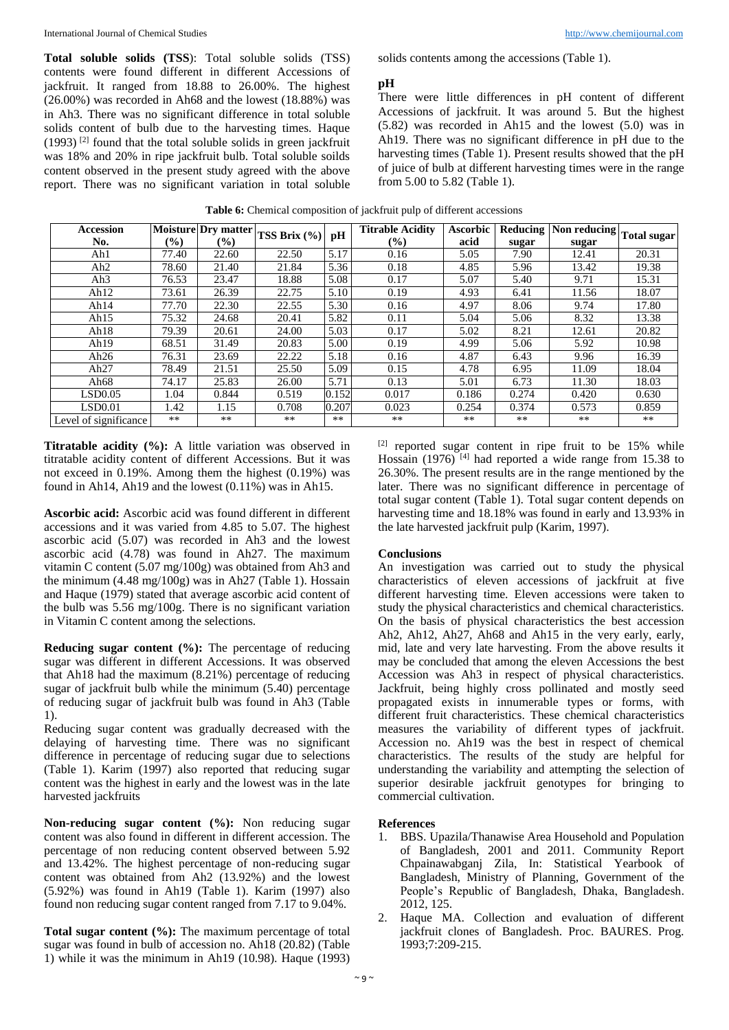**Total soluble solids (TSS)**: Total soluble solids (TSS) contents were found different in different Accessions of jackfruit. It ranged from 18.88 to 26.00%. The highest (26.00%) was recorded in Ah68 and the lowest (18.88%) was in Ah3. There was no significant difference in total soluble solids content of bulb due to the harvesting times. Haque (1993) [2] found that the total soluble solids in green jackfruit was 18% and 20% in ripe jackfruit bulb. Total soluble soilds content observed in the present study agreed with the above report. There was no significant variation in total soluble solids contents among the accessions (Table 1).

### pH

There were little differences in pH content of different Accessions of jackfruit. It was around 5. But the highest (5.82) was recorded in Ah15 and the lowest (5.0) was in Ah19. There was no significant difference in pH due to the harvesting times (Table 1). Present results showed that the pH of juice of bulb at different harvesting times were in the range from 5.00 to 5.82 (Table 1).

**Table 6:** Chemical composition of jackfruit pulp of different accessions

| Accession No. | Moisture (%) | Dry matter (%) | TSS Brix (%) | pH | Titrable Acidity (%) | Ascorbic acid | Reducing sugar | Non reducing sugar | Total sugar |
|---|---|---|---|---|---|---|---|---|---|
| Ah1 | 77.40 | 22.60 | 22.50 | 5.17 | 0.16 | 5.05 | 7.90 | 12.41 | 20.31 |
| Ah2 | 78.60 | 21.40 | 21.84 | 5.36 | 0.18 | 4.85 | 5.96 | 13.42 | 19.38 |
| Ah3 | 76.53 | 23.47 | 18.88 | 5.08 | 0.17 | 5.07 | 5.40 | 9.71 | 15.31 |
| Ah12 | 73.61 | 26.39 | 22.75 | 5.10 | 0.19 | 4.93 | 6.41 | 11.56 | 18.07 |
| Ah14 | 77.70 | 22.30 | 22.55 | 5.30 | 0.16 | 4.97 | 8.06 | 9.74 | 17.80 |
| Ah15 | 75.32 | 24.68 | 20.41 | 5.82 | 0.11 | 5.04 | 5.06 | 8.32 | 13.38 |
| Ah18 | 79.39 | 20.61 | 24.00 | 5.03 | 0.17 | 5.02 | 8.21 | 12.61 | 20.82 |
| Ah19 | 68.51 | 31.49 | 20.83 | 5.00 | 0.19 | 4.99 | 5.06 | 5.92 | 10.98 |
| Ah26 | 76.31 | 23.69 | 22.22 | 5.18 | 0.16 | 4.87 | 6.43 | 9.96 | 16.39 |
| Ah27 | 78.49 | 21.51 | 25.50 | 5.09 | 0.15 | 4.78 | 6.95 | 11.09 | 18.04 |
| Ah68 | 74.17 | 25.83 | 26.00 | 5.71 | 0.13 | 5.01 | 6.73 | 11.30 | 18.03 |
| LSD0.05 | 1.04 | 0.844 | 0.519 | 0.152 | 0.017 | 0.186 | 0.274 | 0.420 | 0.630 |
| LSD0.01 | 1.42 | 1.15 | 0.708 | 0.207 | 0.023 | 0.254 | 0.374 | 0.573 | 0.859 |
| Level of significance | ** | ** | ** | ** | ** | ** | ** | ** | ** |

**Titratable acidity (%):** A little variation was observed in titratable acidity content of different Accessions. But it was not exceed in 0.19%. Among them the highest (0.19%) was found in Ah14, Ah19 and the lowest (0.11%) was in Ah15.

**Ascorbic acid:** Ascorbic acid was found different in different accessions and it was varied from 4.85 to 5.07. The highest ascorbic acid (5.07) was recorded in Ah3 and the lowest ascorbic acid (4.78) was found in Ah27. The maximum vitamin C content (5.07 mg/100g) was obtained from Ah3 and the minimum (4.48 mg/100g) was in Ah27 (Table 1). Hossain and Haque (1979) stated that average ascorbic acid content of the bulb was 5.56 mg/100g. There is no significant variation in Vitamin C content among the selections.

**Reducing sugar content (%):** The percentage of reducing sugar was different in different Accessions. It was observed that Ah18 had the maximum (8.21%) percentage of reducing sugar of jackfruit bulb while the minimum (5.40) percentage of reducing sugar of jackfruit bulb was found in Ah3 (Table 1).

Reducing sugar content was gradually decreased with the delaying of harvesting time. There was no significant difference in percentage of reducing sugar due to selections (Table 1). Karim (1997) also reported that reducing sugar content was the highest in early and the lowest was in the late harvested jackfruits

**Non-reducing sugar content (%):** Non reducing sugar content was also found in different in different accession. The percentage of non reducing content observed between 5.92 and 13.42%. The highest percentage of non-reducing sugar content was obtained from Ah2 (13.92%) and the lowest (5.92%) was found in Ah19 (Table 1). Karim (1997) also found non reducing sugar content ranged from 7.17 to 9.04%.

**Total sugar content (%):** The maximum percentage of total sugar was found in bulb of accession no. Ah18 (20.82) (Table 1) while it was the minimum in Ah19 (10.98). Haque (1993) [2] reported sugar content in ripe fruit to be 15% while Hossain (1976) [4] had reported a wide range from 15.38 to 26.30%. The present results are in the range mentioned by the later. There was no significant difference in percentage of total sugar content (Table 1). Total sugar content depends on harvesting time and 18.18% was found in early and 13.93% in the late harvested jackfruit pulp (Karim, 1997).

## Conclusions

An investigation was carried out to study the physical characteristics of eleven accessions of jackfruit at five different harvesting time. Eleven accessions were taken to study the physical characteristics and chemical characteristics. On the basis of physical characteristics the best accession Ah2, Ah12, Ah27, Ah68 and Ah15 in the very early, early, mid, late and very late harvesting. From the above results it may be concluded that among the eleven Accessions the best Accession was Ah3 in respect of physical characteristics. Jackfruit, being highly cross pollinated and mostly seed propagated exists in innumerable types or forms, with different fruit characteristics. These chemical characteristics measures the variability of different types of jackfruit. Accession no. Ah19 was the best in respect of chemical characteristics. The results of the study are helpful for understanding the variability and attempting the selection of superior desirable jackfruit genotypes for bringing to commercial cultivation.

## References

1. BBS. Upazila/Thanawise Area Household and Population of Bangladesh, 2001 and 2011. Community Report Chpainawabganj Zila, In: Statistical Yearbook of Bangladesh, Ministry of Planning, Government of the People's Republic of Bangladesh, Dhaka, Bangladesh. 2012, 125.
2. Haque MA. Collection and evaluation of different jackfruit clones of Bangladesh. Proc. BAURES. Prog. 1993;7:209-215.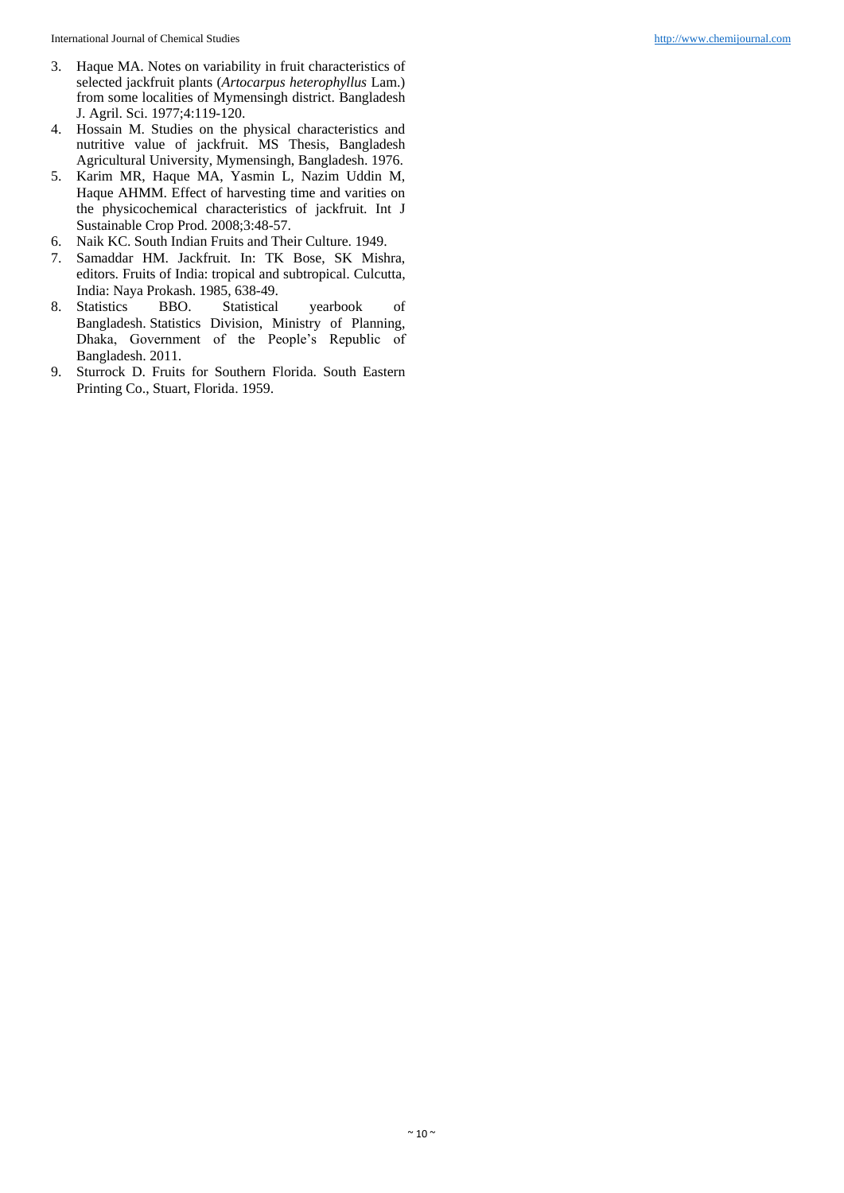3. Haque MA. Notes on variability in fruit characteristics of selected jackfruit plants (*Artocarpus heterophyllus* Lam.) from some localities of Mymensingh district. Bangladesh J. Agril. Sci. 1977;4:119-120.
4. Hossain M. Studies on the physical characteristics and nutritive value of jackfruit. MS Thesis, Bangladesh Agricultural University, Mymensingh, Bangladesh. 1976.
5. Karim MR, Haque MA, Yasmin L, Nazim Uddin M, Haque AHMM. Effect of harvesting time and varities on the physicochemical characteristics of jackfruit. Int J Sustainable Crop Prod. 2008;3:48-57.
6. Naik KC. South Indian Fruits and Their Culture. 1949.
7. Samaddar HM. Jackfruit. In: TK Bose, SK Mishra, editors. Fruits of India: tropical and subtropical. Culcutta, India: Naya Prokash. 1985, 638-49.
8. Statistics BBO. Statistical yearbook of Bangladesh. Statistics Division, Ministry of Planning, Dhaka, Government of the People's Republic of Bangladesh. 2011.
9. Sturrock D. Fruits for Southern Florida. South Eastern Printing Co., Stuart, Florida. 1959.